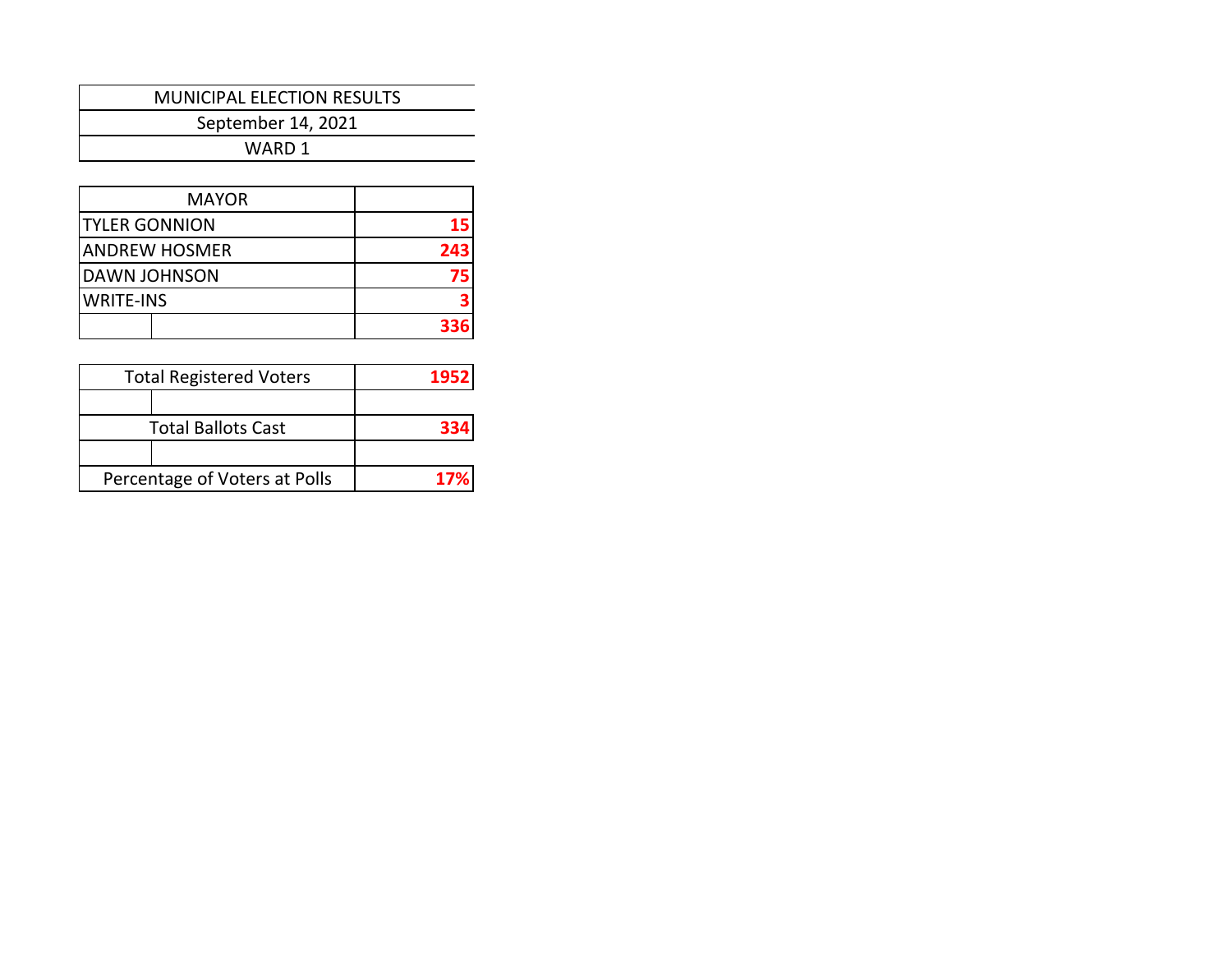| MUNICIPAL ELECTION RESULTS |
| --- |
| September 14, 2021 |
| WARD 1 |

| MAYOR | |
| --- | --- |
| TYLER GONNION | 15 |
| ANDREW HOSMER | 243 |
| DAWN JOHNSON | 75 |
| WRITE-INS | 3 |
| | 336 |

| Total Registered Voters | 1952 |
| --- | --- |
| | |
| Total Ballots Cast | 334 |
| | |
| Percentage of Voters at Polls | 17% |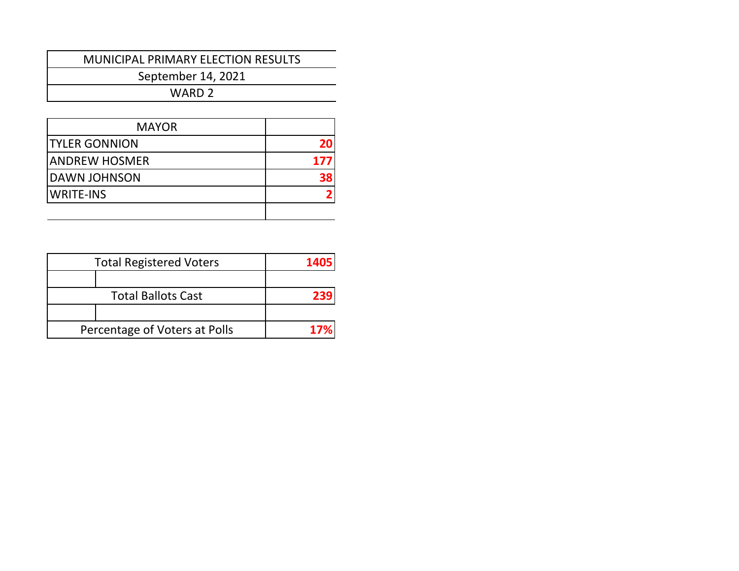# MUNICIPAL PRIMARY ELECTION RESULTS

## September 14, 2021

## WARD 2

| MAYOR | |
|---|---|
| TYLER GONNION | **20** |
| ANDREW HOSMER | **177** |
| DAWN JOHNSON | **38** |
| WRITE-INS | **2** |
| | |

| | |
|---|---|
| Total Registered Voters | **1405** |
| | |
| Total Ballots Cast | **239** |
| | |
| Percentage of Voters at Polls | **17%** |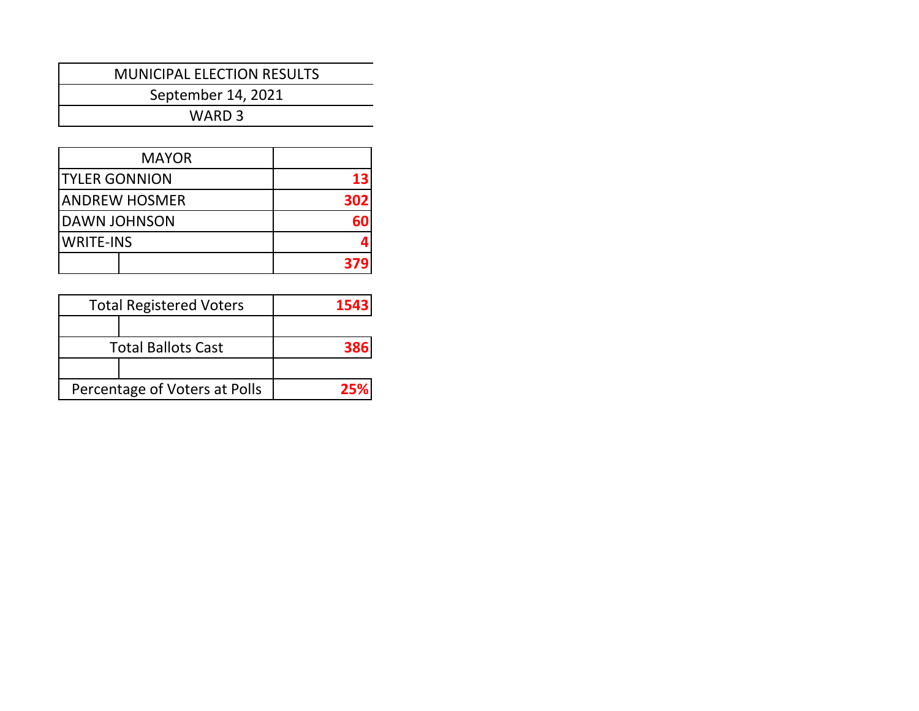| MUNICIPAL ELECTION RESULTS |
|---|
| September 14, 2021 |
| WARD 3 |

| MAYOR | |
|---|---|
| TYLER GONNION | 13 |
| ANDREW HOSMER | 302 |
| DAWN JOHNSON | 60 |
| WRITE-INS | 4 |
| | 379 |

| Total Registered Voters | 1543 |
|---|---|
| | |
| Total Ballots Cast | 386 |
| | |
| Percentage of Voters at Polls | 25% |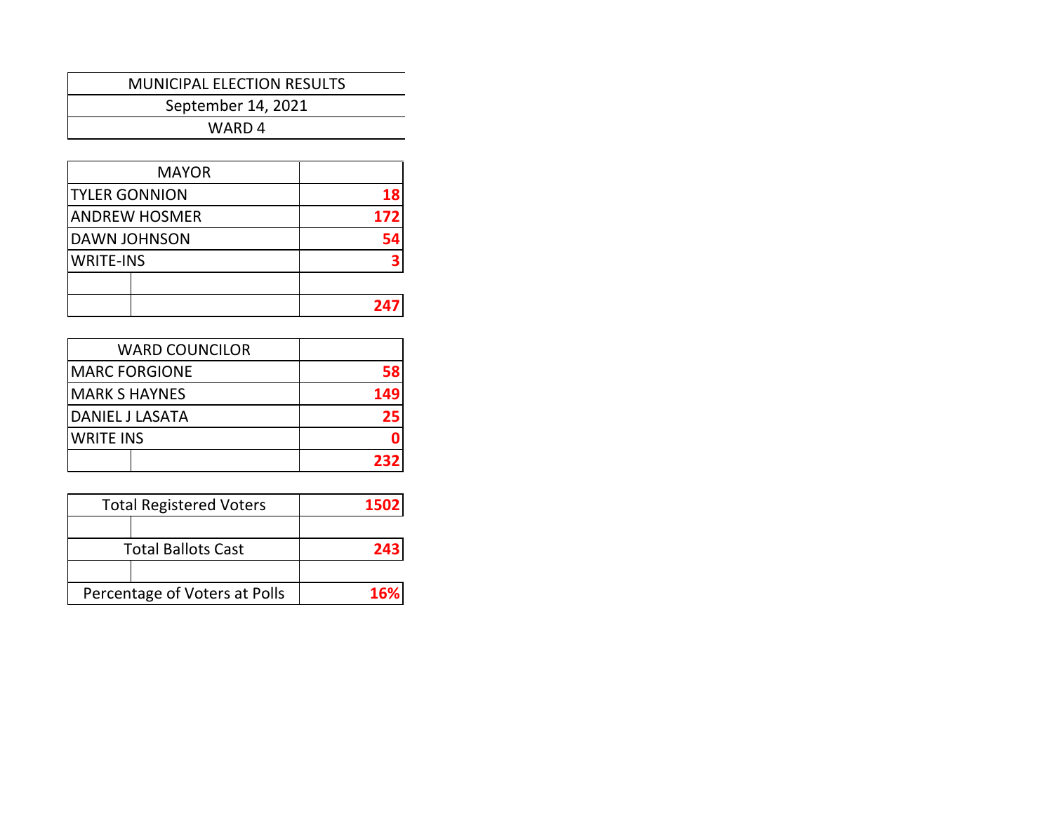# MUNICIPAL ELECTION RESULTS

September 14, 2021

WARD 4

| MAYOR | |
|---|---|
| TYLER GONNION | **18** |
| ANDREW HOSMER | **172** |
| DAWN JOHNSON | **54** |
| WRITE-INS | **3** |
| | |
| | **247** |

| WARD COUNCILOR | |
|---|---|
| MARC FORGIONE | **58** |
| MARK S HAYNES | **149** |
| DANIEL J LASATA | **25** |
| WRITE INS | **0** |
| | **232** |

| Total Registered Voters | **1502** |
|---|---|
| | |
| Total Ballots Cast | **243** |
| | |
| Percentage of Voters at Polls | **16%** |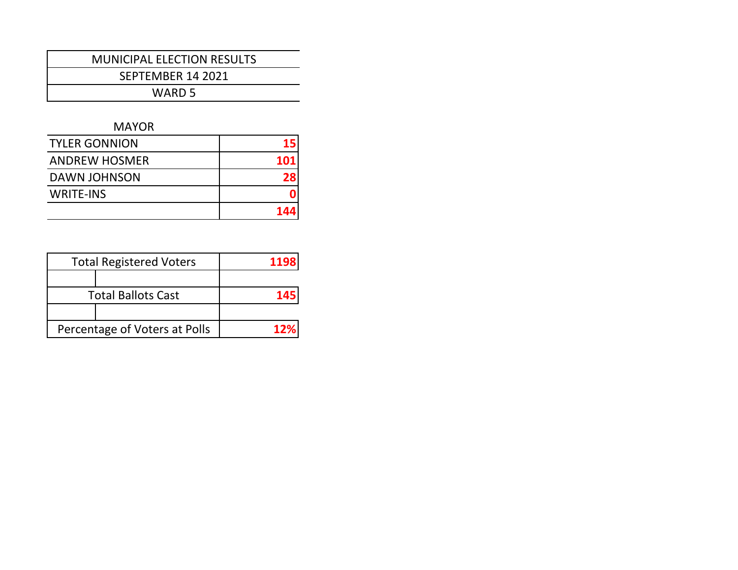| MUNICIPAL ELECTION RESULTS |
| --- |
| SEPTEMBER 14 2021 |
| WARD 5 |

| MAYOR | |
| --- | ---: |
| TYLER GONNION | **15** |
| ANDREW HOSMER | **101** |
| DAWN JOHNSON | **28** |
| WRITE-INS | **0** |
| | **144** |

| | |
| --- | ---: |
| Total Registered Voters | **1198** |
| | |
| Total Ballots Cast | **145** |
| | |
| Percentage of Voters at Polls | **12%** |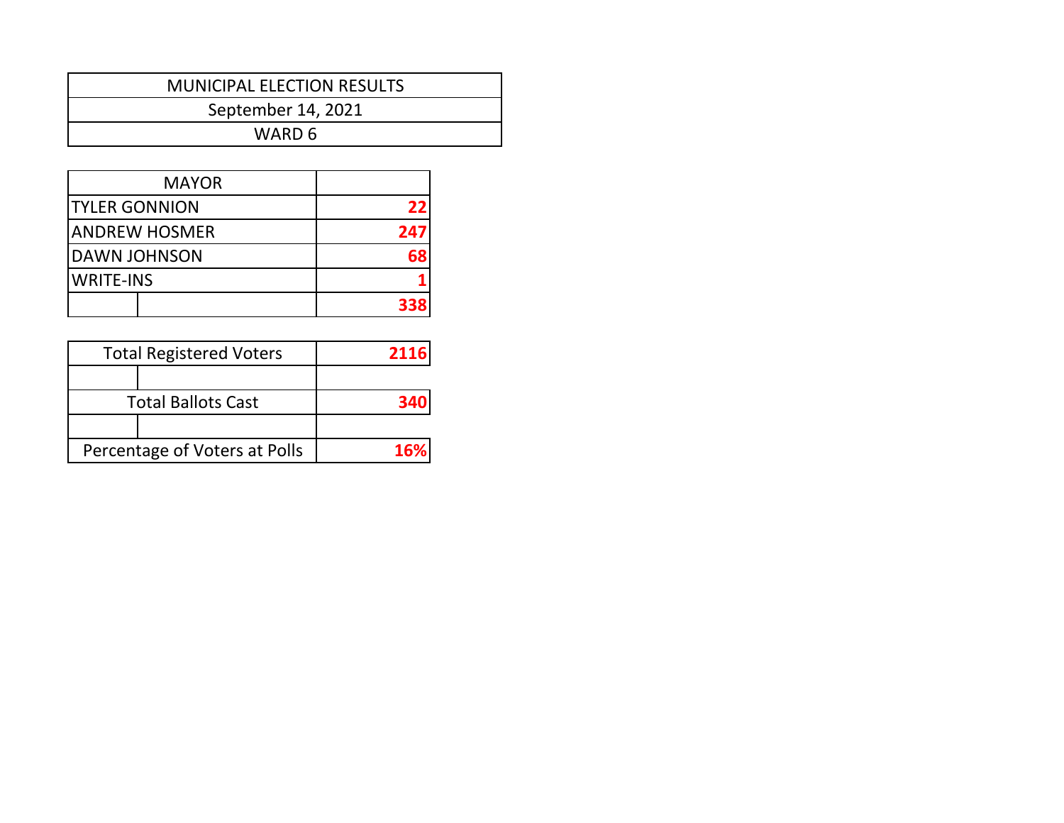| MUNICIPAL ELECTION RESULTS |
| --- |
| September 14, 2021 |
| WARD 6 |

| MAYOR | |
| --- | --- |
| TYLER GONNION | **22** |
| ANDREW HOSMER | **247** |
| DAWN JOHNSON | **68** |
| WRITE-INS | **1** |
| | **338** |

| Total Registered Voters | **2116** |
| --- | --- |
| | |
| Total Ballots Cast | **340** |
| | |
| Percentage of Voters at Polls | **16%** |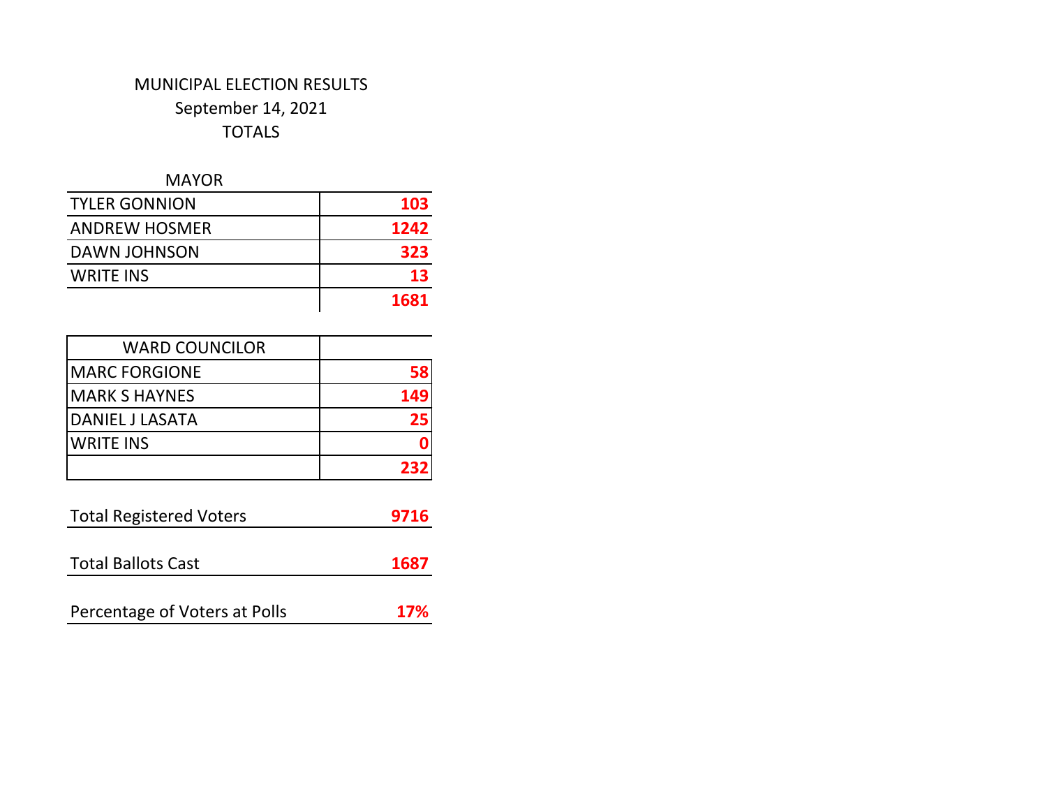# MUNICIPAL ELECTION RESULTS

## September 14, 2021

## TOTALS

| MAYOR | |
|---|---|
| TYLER GONNION | **103** |
| ANDREW HOSMER | **1242** |
| DAWN JOHNSON | **323** |
| WRITE INS | **13** |
| | **1681** |

| WARD COUNCILOR | |
|---|---|
| MARC FORGIONE | **58** |
| MARK S HAYNES | **149** |
| DANIEL J LASATA | **25** |
| WRITE INS | **0** |
| | **232** |

| | |
|---|---|
| Total Registered Voters | **9716** |
| Total Ballots Cast | **1687** |
| Percentage of Voters at Polls | **17%** |